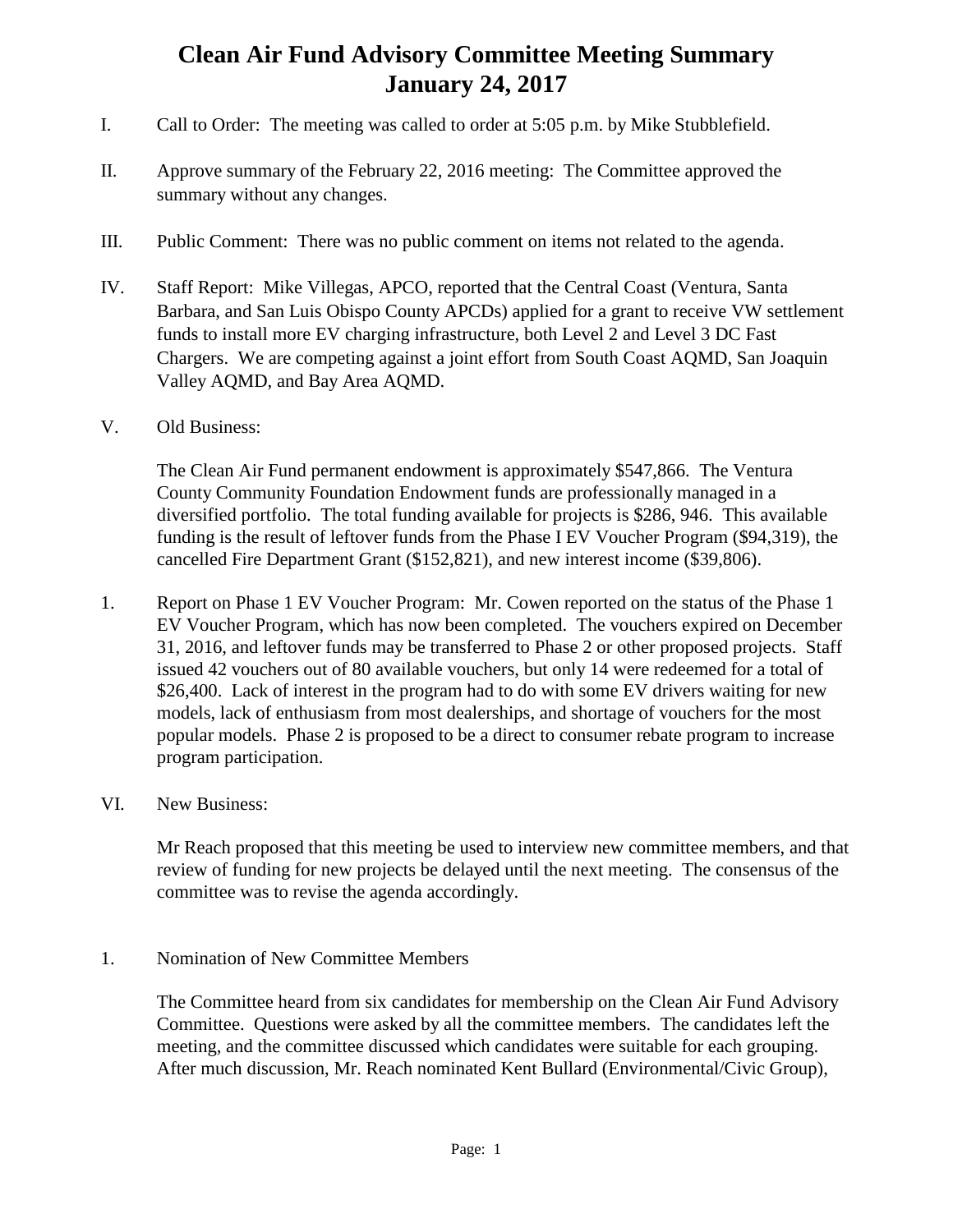# Clean Air Fund Advisory Committee Meeting Summary
# January 24, 2017

I. Call to Order: The meeting was called to order at 5:05 p.m. by Mike Stubblefield.

II. Approve summary of the February 22, 2016 meeting: The Committee approved the summary without any changes.

III. Public Comment: There was no public comment on items not related to the agenda.

IV. Staff Report: Mike Villegas, APCO, reported that the Central Coast (Ventura, Santa Barbara, and San Luis Obispo County APCDs) applied for a grant to receive VW settlement funds to install more EV charging infrastructure, both Level 2 and Level 3 DC Fast Chargers. We are competing against a joint effort from South Coast AQMD, San Joaquin Valley AQMD, and Bay Area AQMD.

V. Old Business:

The Clean Air Fund permanent endowment is approximately $547,866. The Ventura County Community Foundation Endowment funds are professionally managed in a diversified portfolio. The total funding available for projects is $286, 946. This available funding is the result of leftover funds from the Phase I EV Voucher Program ($94,319), the cancelled Fire Department Grant ($152,821), and new interest income ($39,806).

1. Report on Phase 1 EV Voucher Program: Mr. Cowen reported on the status of the Phase 1 EV Voucher Program, which has now been completed. The vouchers expired on December 31, 2016, and leftover funds may be transferred to Phase 2 or other proposed projects. Staff issued 42 vouchers out of 80 available vouchers, but only 14 were redeemed for a total of $26,400. Lack of interest in the program had to do with some EV drivers waiting for new models, lack of enthusiasm from most dealerships, and shortage of vouchers for the most popular models. Phase 2 is proposed to be a direct to consumer rebate program to increase program participation.

VI. New Business:

Mr Reach proposed that this meeting be used to interview new committee members, and that review of funding for new projects be delayed until the next meeting. The consensus of the committee was to revise the agenda accordingly.

1. Nomination of New Committee Members

The Committee heard from six candidates for membership on the Clean Air Fund Advisory Committee. Questions were asked by all the committee members. The candidates left the meeting, and the committee discussed which candidates were suitable for each grouping. After much discussion, Mr. Reach nominated Kent Bullard (Environmental/Civic Group),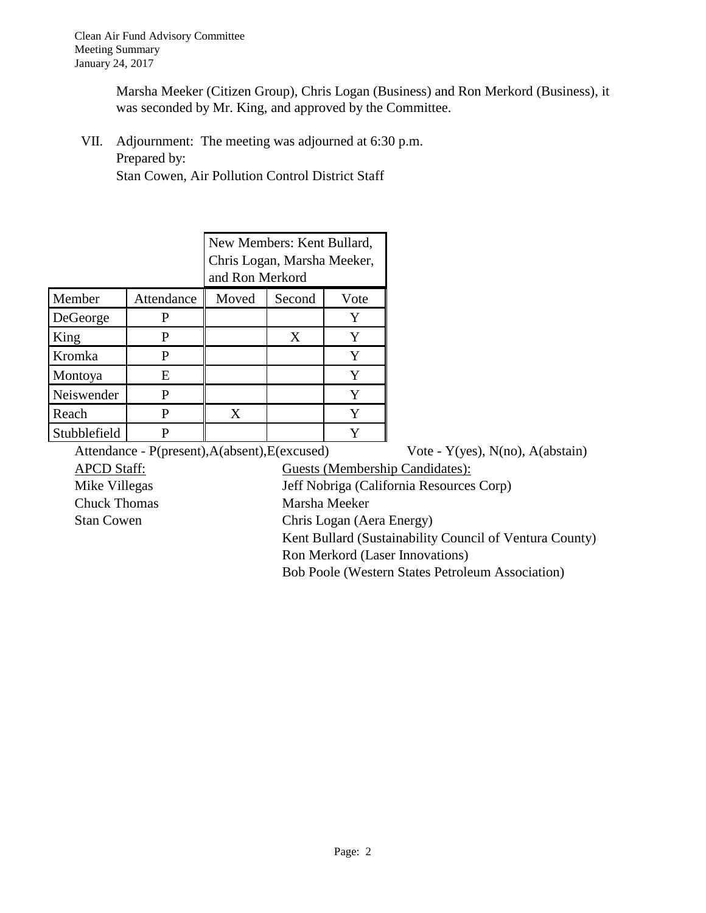Marsha Meeker (Citizen Group), Chris Logan (Business) and Ron Merkord (Business), it was seconded by Mr. King, and approved by the Committee.

VII. Adjournment: The meeting was adjourned at 6:30 p.m.
Prepared by:
Stan Cowen, Air Pollution Control District Staff

| | | New Members: Kent Bullard, Chris Logan, Marsha Meeker, and Ron Merkord | | |
|---|---|---|---|---|
| Member | Attendance | Moved | Second | Vote |
| DeGeorge | P | | | Y |
| King | P | | X | Y |
| Kromka | P | | | Y |
| Montoya | E | | | Y |
| Neiswender | P | | | Y |
| Reach | P | X | | Y |
| Stubblefield | P | | | Y |

Attendance - P(present),A(absent),E(excused)   Vote - Y(yes), N(no), A(abstain)

APCD Staff:
Mike Villegas
Chuck Thomas
Stan Cowen

Guests (Membership Candidates):
Jeff Nobriga (California Resources Corp)
Marsha Meeker
Chris Logan (Aera Energy)
Kent Bullard (Sustainability Council of Ventura County)
Ron Merkord (Laser Innovations)
Bob Poole (Western States Petroleum Association)